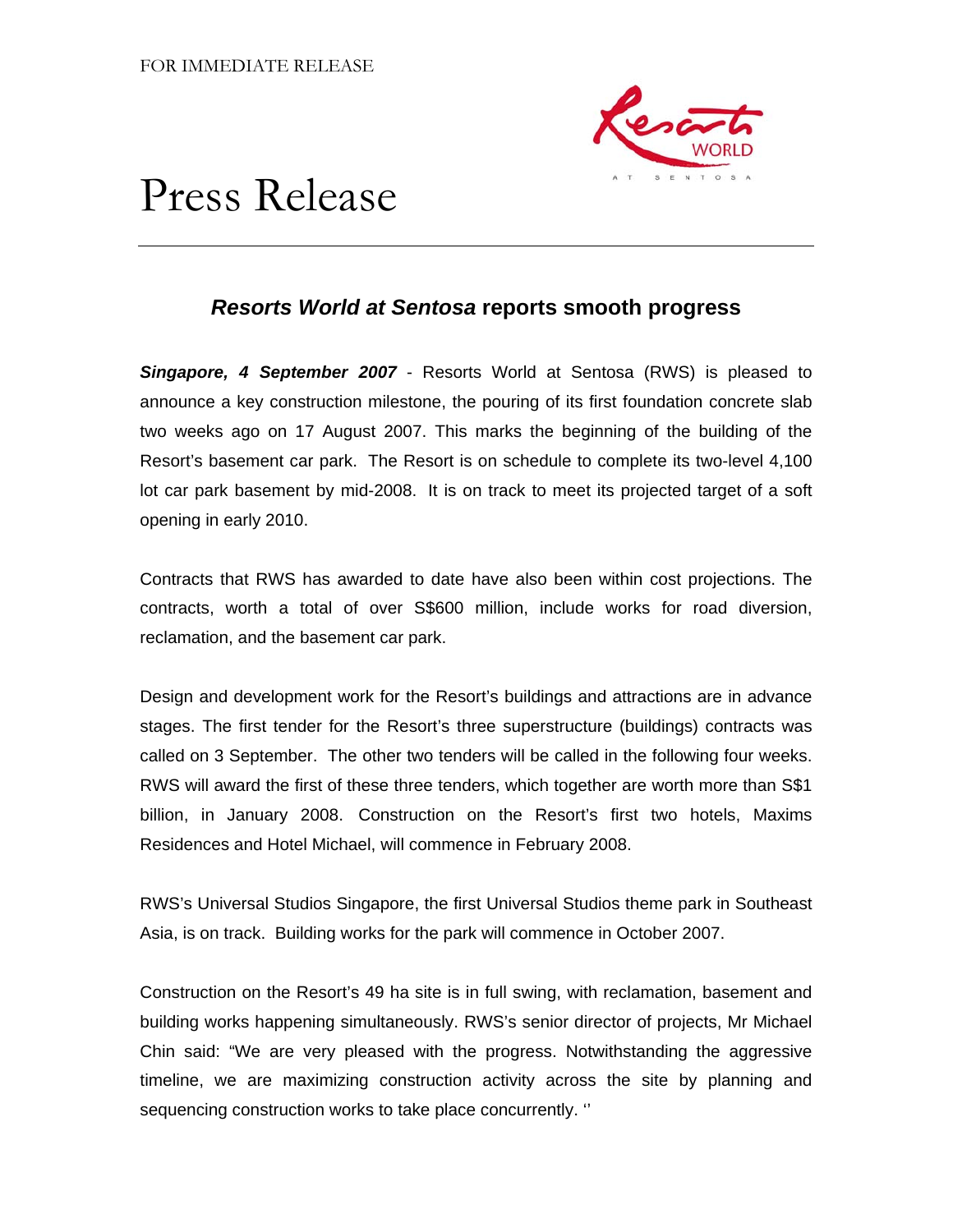FOR IMMEDIATE RELEASE

# Press Release

## *Resorts World at Sentosa* reports smooth progress

***Singapore, 4 September 2007*** - Resorts World at Sentosa (RWS) is pleased to announce a key construction milestone, the pouring of its first foundation concrete slab two weeks ago on 17 August 2007. This marks the beginning of the building of the Resort's basement car park. The Resort is on schedule to complete its two-level 4,100 lot car park basement by mid-2008. It is on track to meet its projected target of a soft opening in early 2010.

Contracts that RWS has awarded to date have also been within cost projections. The contracts, worth a total of over S$600 million, include works for road diversion, reclamation, and the basement car park.

Design and development work for the Resort's buildings and attractions are in advance stages. The first tender for the Resort's three superstructure (buildings) contracts was called on 3 September. The other two tenders will be called in the following four weeks. RWS will award the first of these three tenders, which together are worth more than S$1 billion, in January 2008. Construction on the Resort's first two hotels, Maxims Residences and Hotel Michael, will commence in February 2008.

RWS's Universal Studios Singapore, the first Universal Studios theme park in Southeast Asia, is on track. Building works for the park will commence in October 2007.

Construction on the Resort's 49 ha site is in full swing, with reclamation, basement and building works happening simultaneously. RWS's senior director of projects, Mr Michael Chin said: "We are very pleased with the progress. Notwithstanding the aggressive timeline, we are maximizing construction activity across the site by planning and sequencing construction works to take place concurrently. ''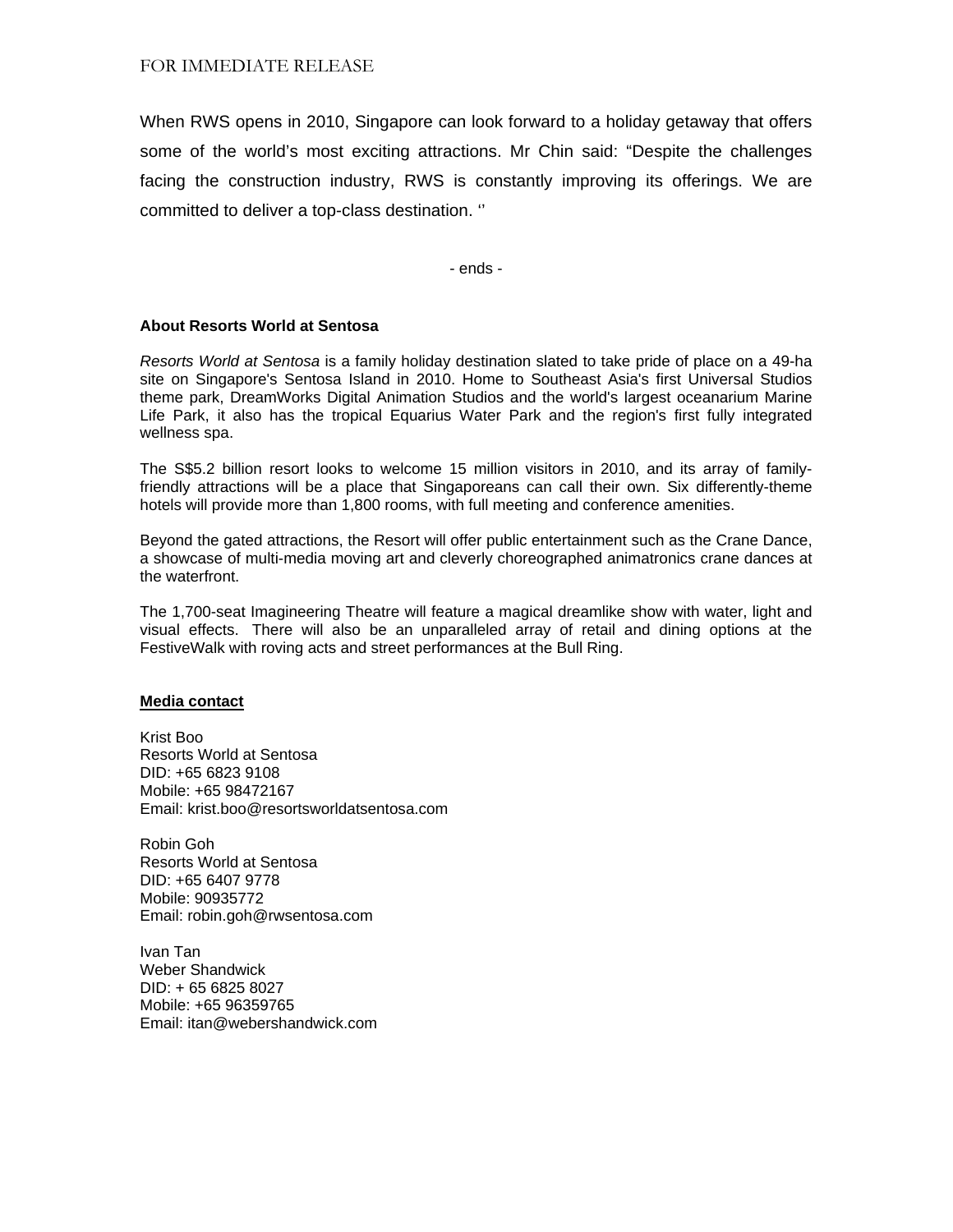FOR IMMEDIATE RELEASE

When RWS opens in 2010, Singapore can look forward to a holiday getaway that offers some of the world's most exciting attractions. Mr Chin said: "Despite the challenges facing the construction industry, RWS is constantly improving its offerings. We are committed to deliver a top-class destination. ''

- ends -

**About Resorts World at Sentosa**

*Resorts World at Sentosa* is a family holiday destination slated to take pride of place on a 49-ha site on Singapore's Sentosa Island in 2010. Home to Southeast Asia's first Universal Studios theme park, DreamWorks Digital Animation Studios and the world's largest oceanarium Marine Life Park, it also has the tropical Equarius Water Park and the region's first fully integrated wellness spa.

The S$5.2 billion resort looks to welcome 15 million visitors in 2010, and its array of family-friendly attractions will be a place that Singaporeans can call their own. Six differently-theme hotels will provide more than 1,800 rooms, with full meeting and conference amenities.

Beyond the gated attractions, the Resort will offer public entertainment such as the Crane Dance, a showcase of multi-media moving art and cleverly choreographed animatronics crane dances at the waterfront.

The 1,700-seat Imagineering Theatre will feature a magical dreamlike show with water, light and visual effects. There will also be an unparalleled array of retail and dining options at the FestiveWalk with roving acts and street performances at the Bull Ring.

**Media contact**

Krist Boo
Resorts World at Sentosa
DID: +65 6823 9108
Mobile: +65 98472167
Email: krist.boo@resortsworldatsentosa.com

Robin Goh
Resorts World at Sentosa
DID: +65 6407 9778
Mobile: 90935772
Email: robin.goh@rwsentosa.com

Ivan Tan
Weber Shandwick
DID: + 65 6825 8027
Mobile: +65 96359765
Email: itan@webershandwick.com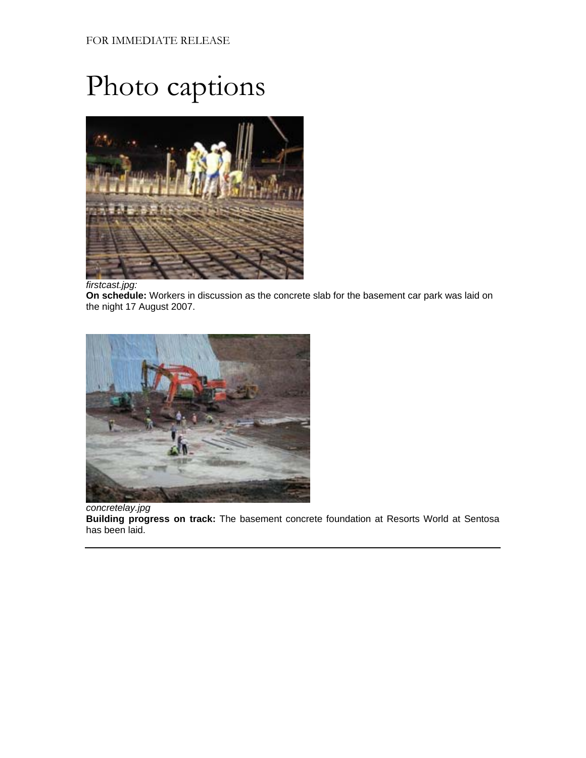FOR IMMEDIATE RELEASE

# Photo captions

*firstcast.jpg:*

**On schedule:** Workers in discussion as the concrete slab for the basement car park was laid on the night 17 August 2007.

*concretelay.jpg*

**Building progress on track:** The basement concrete foundation at Resorts World at Sentosa has been laid.